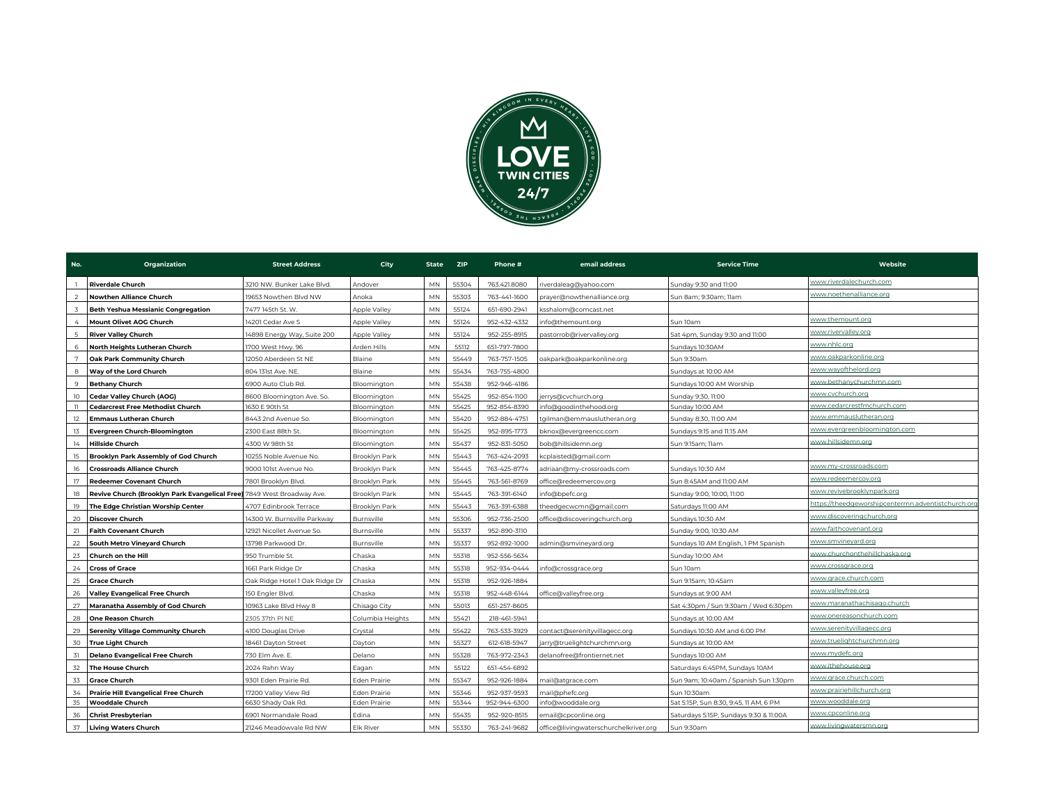| No. | Organization | Street Address | City | State | ZIP | Phone # | email address | Service Time | Website |
|---|---|---|---|---|---|---|---|---|---|
| 1 | **Riverdale Church** | 3210 NW. Bunker Lake Blvd. | Andover | MN | 55304 | 763.421.8080 | riverdaleag@yahoo.com | Sunday 9:30 and 11:00 | www.riverdalechurch.com |
| 2 | **Nowthen Alliance Church** | 19653 Nowthen Blvd NW | Anoka | MN | 55303 | 763-441-1600 | prayer@nowthenalliance.org | Sun 8am; 9:30am; 11am | www.noethenalliance.org |
| 3 | **Beth Yeshua Messianic Congregation** | 7477 145th St. W. | Apple Valley | MN | 55124 | 651-690-2941 | ksshalom@comcast.net | | |
| 4 | **Mount Olivet AOG Church** | 14201 Cedar Ave S | Apple Valley | MN | 55124 | 952-432-4332 | info@themount.org | Sun 10am | www.themount.org |
| 5 | **River Valley Church** | 14898 Energy Way, Suite 200 | Apple Valley | MN | 55124 | 952-255-8915 | pastorrob@rivervalley.org | Sat 4pm, Sunday 9:30 and 11:00 | www.rivervalley.org |
| 6 | **North Heights Lutheran Church** | 1700 West Hwy. 96 | Arden Hills | MN | 55112 | 651-797-7800 | | Sundays 10:30AM | www.nhlc.org |
| 7 | **Oak Park Community Church** | 12050 Aberdeen St NE | Blaine | MN | 55449 | 763-757-1505 | oakpark@oakparkonline.org | Sun 9:30am | www.oakparkonline.org |
| 8 | **Way of the Lord Church** | 804 131st Ave. NE. | Blaine | MN | 55434 | 763-755-4800 | | Sundays at 10:00 AM | www.wayofthelord.org |
| 9 | **Bethany Church** | 6900 Auto Club Rd. | Bloomington | MN | 55438 | 952-946-4186 | | Sundays 10:00 AM Worship | www.bethanychurchmn.com |
| 10 | **Cedar Valley Church (AOG)** | 8600 Bloomington Ave. So. | Bloomington | MN | 55425 | 952-854-1100 | jerrys@cvchurch.org | Sunday 9:30, 11:00 | www.cvchurch.org |
| 11 | **Cedarcrest Free Methodist Church** | 1630 E 90th St | Bloomington | MN | 55425 | 952-854-8390 | info@goodinthehood.org | Sunday 10:00 AM | www.cedarcrestfmchurch.com |
| 12 | **Emmaus Lutheran Church** | 8443 2nd Avenue So. | Bloomington | MN | 55420 | 952-884-4751 | tgilman@emmauslutheran.org | Sunday 8:30, 11:00 AM | www.emmauslutheran.org |
| 13 | **Evergreen Church-Bloomington** | 2300 East 88th St. | Bloomington | MN | 55425 | 952-895-1773 | bknox@evergreencc.com | Sundays 9:15 and 11:15 AM | www.evergreenbloomington.com |
| 14 | **Hillside Church** | 4300 W 98th St | Bloomington | MN | 55437 | 952-831-5050 | bob@hillsidemn.org | Sun 9:15am; 11am | www.hillsidemn.org |
| 15 | **Brooklyn Park Assembly of God Church** | 10255 Noble Avenue No. | Brooklyn Park | MN | 55443 | 763-424-2093 | kcplaisted@gmail.com | | |
| 16 | **Crossroads Alliance Church** | 9000 101st Avenue No. | Brooklyn Park | MN | 55445 | 763-425-8774 | adriaan@my-crossroads.com | Sundays 10:30 AM | www.my-crossroads.com |
| 17 | **Redeemer Covenant Church** | 7801 Brooklyn Blvd. | Brooklyn Park | MN | 55445 | 763-561-8769 | office@redeemercov.org | Sun 8:45AM and 11:00 AM | www.redeemercov.org |
| 18 | **Revive Church (Brooklyn Park Evangelical Free)** | 7849 West Broadway Ave. | Brooklyn Park | MN | 55445 | 763-391-6140 | info@bpefc.org | Sunday 9:00, 10:00, 11:00 | www.revivebrooklynpark.org |
| 19 | **The Edge Christian Worship Center** | 4707 Edinbrook Terrace | Brooklyn Park | MN | 55443 | 763-391-6388 | theedgecwcmn@gmail.com | Saturdays 11:00 AM | https://theedgeworshipcentermn.adventistchurch.org |
| 20 | **Discover Church** | 14300 W. Burnsville Parkway | Burnsville | MN | 55306 | 952-736-2500 | office@discoveringchurch.org | Sundays 10:30 AM | www.discoveringchurch.org |
| 21 | **Faith Covenant Church** | 12921 Nicollet Avenue So. | Burnsville | MN | 55337 | 952-890-3110 | | Sunday 9:00, 10:30 AM | www.faithcovenant.org |
| 22 | **South Metro Vineyard Church** | 13798 Parkwood Dr. | Burnsville | MN | 55337 | 952-892-1000 | admin@smvineyard.org | Sundays 10 AM English, 1 PM Spanish | www.smvineyard.org |
| 23 | **Church on the Hill** | 950 Trumble St. | Chaska | MN | 55318 | 952-556-5634 | | Sunday 10:00 AM | www.churchonthehillchaska.org |
| 24 | **Cross of Grace** | 1661 Park Ridge Dr | Chaska | MN | 55318 | 952-934-0444 | info@crossgrace.org | Sun 10am | www.crossgrace.org |
| 25 | **Grace Church** | Oak Ridge Hotel 1 Oak Ridge Dr | Chaska | MN | 55318 | 952-926-1884 | | Sun 9:15am; 10:45am | www.grace.church.com |
| 26 | **Valley Evangelical Free Church** | 150 Engler Blvd. | Chaska | MN | 55318 | 952-448-6144 | office@valleyfree.org | Sundays at 9:00 AM | www.valleyfree.org |
| 27 | **Maranatha Assembly of God Church** | 10963 Lake Blvd Hwy 8 | Chisago City | MN | 55013 | 651-257-8605 | | Sat 4:30pm / Sun 9:30am / Wed 6:30pm | www.maranathachisago.church |
| 28 | **One Reason Church** | 2305 37th Pl NE | Columbia Heights | MN | 55421 | 218-461-5941 | | Sundays at 10:00 AM | www.onereasonchurch.com |
| 29 | **Serenity Village Community Church** | 4100 Douglas Drive | Crystal | MN | 55422 | 763-533-3929 | contact@serenityvillagecc.org | Sundays 10:30 AM and 6:00 PM | www.serenityvillagecc.org |
| 30 | **True Light Church** | 18461 Dayton Street | Dayton | MN | 55327 | 612-618-5947 | jarry@truelightchurchmn.org | Sundays at 10:00 AM | www.truelightchurchmn.org |
| 31 | **Delano Evangelical Free Church** | 730 Elm Ave. E. | Delano | MN | 55328 | 763-972-2343 | delanofree@frontiernet.net | Sundays 10:00 AM | www.mydefc.org |
| 32 | **The House Church** | 2024 Rahn Way | Eagan | MN | 55122 | 651-454-6892 | | Saturdays 6:45PM, Sundays 10AM | www.ithehouse.org |
| 33 | **Grace Church** | 9301 Eden Prairie Rd. | Eden Prairie | MN | 55347 | 952-926-1884 | mail@atgrace.com | Sun 9am; 10:40am / Spanish Sun 1:30pm | www.grace.church.com |
| 34 | **Prairie Hill Evangelical Free Church** | 17200 Valley View Rd | Eden Prairie | MN | 55346 | 952-937-9593 | mail@phefc.org | Sun 10:30am | www.prairiehillchurch.org |
| 35 | **Wooddale Church** | 6630 Shady Oak Rd. | Eden Prairie | MN | 55344 | 952-944-6300 | info@wooddale.org | Sat 5:15P, Sun 8:30, 9:45, 11 AM, 6 PM | www.wooddale.org |
| 36 | **Christ Presbyterian** | 6901 Normandale Road | Edina | MN | 55435 | 952-920-8515 | email@cpconline.org | Saturdays 5:15P, Sundays 9:30 & 11:00A | www.cpconline.org |
| 37 | **Living Waters Church** | 21246 Meadowvale Rd NW | Elk River | MN | 55330 | 763-241-9682 | office@livingwaterschurchelkriver.org | Sun 9:30am | www.livingwatersmn.org |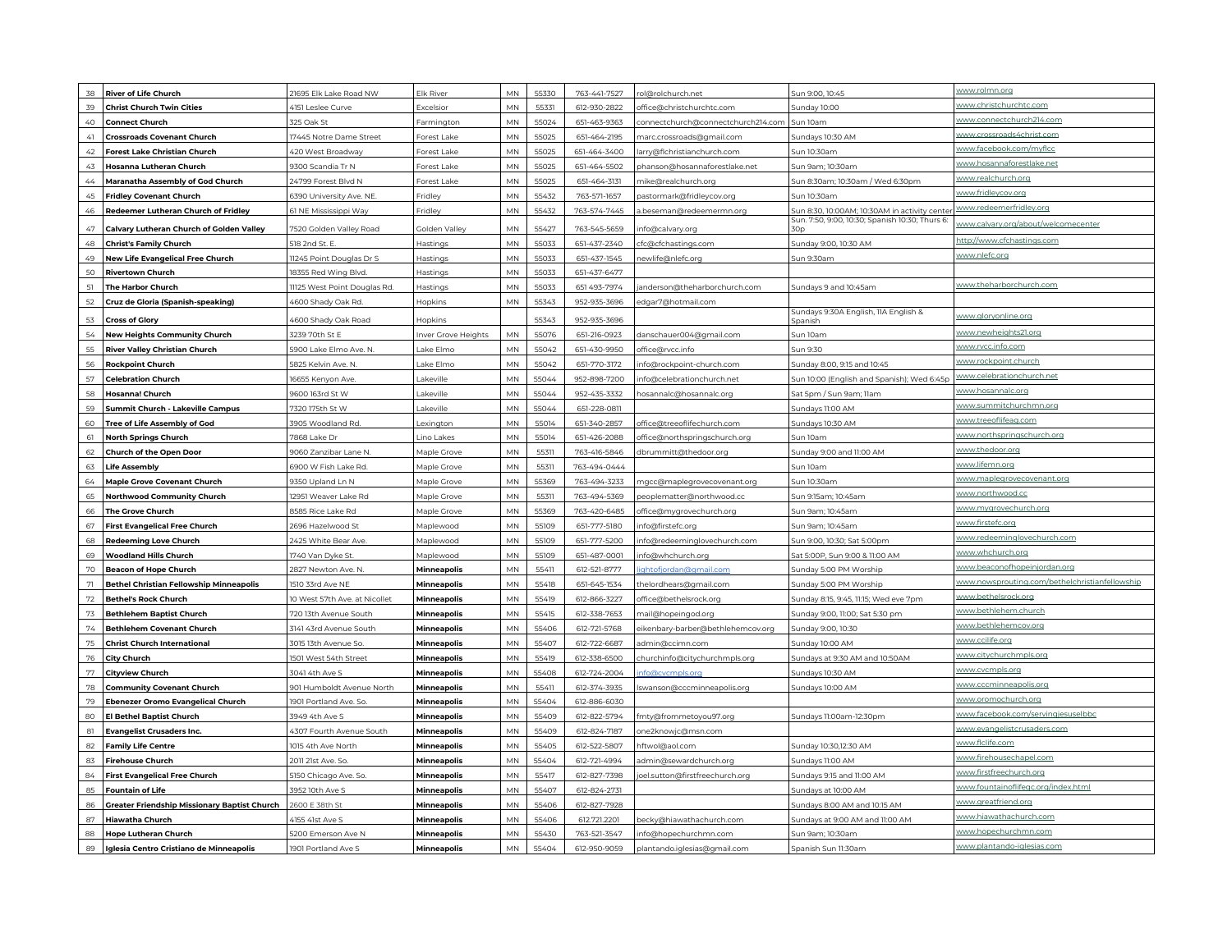| | | | | | | | | | |
|---|---|---|---|---|---|---|---|---|---|
| 38 | **River of Life Church** | 21695 Elk Lake Road NW | Elk River | MN | 55330 | 763-441-7527 | rol@rolchurch.net | Sun 9:00, 10:45 | www.rolmn.org |
| 39 | **Christ Church Twin Cities** | 4151 Leslee Curve | Excelsior | MN | 55331 | 612-930-2822 | office@christchurchtc.com | Sunday 10:00 | www.christchurchtc.com |
| 40 | **Connect Church** | 325 Oak St | Farmington | MN | 55024 | 651-463-9363 | connectchurch@connectchurch214.com | Sun 10am | www.connectchurch214.com |
| 41 | **Crossroads Covenant Church** | 17445 Notre Dame Street | Forest Lake | MN | 55025 | 651-464-2195 | marc.crossroads@gmail.com | Sundays 10:30 AM | www.crossroads4christ.com |
| 42 | **Forest Lake Christian Church** | 420 West Broadway | Forest Lake | MN | 55025 | 651-464-3400 | larry@flchristianchurch.com | Sun 10:30am | www.facebook.com/myflcc |
| 43 | **Hosanna Lutheran Church** | 9300 Scandia Tr N | Forest Lake | MN | 55025 | 651-464-5502 | phanson@hosannaforestlake.net | Sun 9am; 10:30am | www.hosannaforestlake.net |
| 44 | **Maranatha Assembly of God Church** | 24799 Forest Blvd N | Forest Lake | MN | 55025 | 651-464-3131 | mike@realchurch.org | Sun 8:30am; 10:30am / Wed 6:30pm | www.realchurch.org |
| 45 | **Fridley Covenant Church** | 6390 University Ave. NE. | Fridley | MN | 55432 | 763-571-1657 | pastormark@fridleycov.org | Sun 10:30am | www.fridleycov.org |
| 46 | **Redeemer Lutheran Church of Fridley** | 61 NE Mississippi Way | Fridley | MN | 55432 | 763-574-7445 | a.beseman@redeemermn.org | Sun 8:30, 10:00AM; 10:30AM in activity center | www.redeemerfridley.org |
| 47 | **Calvary Lutheran Church of Golden Valley** | 7520 Golden Valley Road | Golden Valley | MN | 55427 | 763-545-5659 | info@calvary.org | Sun. 7:50, 9:00, 10:30; Spanish 10:30; Thurs 6:30p | www.calvary.org/about/welcomecenter |
| 48 | **Christ's Family Church** | 518 2nd St. E. | Hastings | MN | 55033 | 651-437-2340 | cfc@cfchastings.com | Sunday 9:00, 10:30 AM | http://www.cfchastings.com |
| 49 | **New Life Evangelical Free Church** | 11245 Point Douglas Dr S | Hastings | MN | 55033 | 651-437-1545 | newlife@nlefc.org | Sun 9:30am | www.nlefc.org |
| 50 | **Rivertown Church** | 18355 Red Wing Blvd. | Hastings | MN | 55033 | 651-437-6477 | | | |
| 51 | **The Harbor Church** | 11125 West Point Douglas Rd. | Hastings | MN | 55033 | 651 493-7974 | janderson@theharborchurch.com | Sundays 9 and 10:45am | www.theharborchurch.com |
| 52 | **Cruz de Gloria (Spanish-speaking)** | 4600 Shady Oak Rd. | Hopkins | MN | 55343 | 952-935-3696 | edgar7@hotmail.com | | |
| 53 | **Cross of Glory** | 4600 Shady Oak Road | Hopkins | | 55343 | 952-935-3696 | | Sundays 9:30A English, 11A English & Spanish | www.gloryonline.org |
| 54 | **New Heights Community Church** | 3239 70th St E | Inver Grove Heights | MN | 55076 | 651-216-0923 | danschauer004@gmail.com | Sun 10am | www.newheights21.org |
| 55 | **River Valley Christian Church** | 5900 Lake Elmo Ave. N. | Lake Elmo | MN | 55042 | 651-430-9950 | office@rvcc.info | Sun 9:30 | www.rvcc.info.com |
| 56 | **Rockpoint Church** | 5825 Kelvin Ave. N. | Lake Elmo | MN | 55042 | 651-770-3172 | info@rockpoint-church.com | Sunday 8:00, 9:15 and 10:45 | www.rockpoint.church |
| 57 | **Celebration Church** | 16655 Kenyon Ave. | Lakeville | MN | 55044 | 952-898-7200 | info@celebrationchurch.net | Sun 10:00 (English and Spanish); Wed 6:45p | www.celebrationchurch.net |
| 58 | **Hosanna! Church** | 9600 163rd St W | Lakeville | MN | 55044 | 952-435-3332 | hosannalc@hosannalc.org | Sat 5pm / Sun 9am; 11am | www.hosannalc.org |
| 59 | **Summit Church - Lakeville Campus** | 7320 175th St W | Lakeville | MN | 55044 | 651-228-0811 | | Sundays 11:00 AM | www.summitchurchmn.org |
| 60 | **Tree of Life Assembly of God** | 3905 Woodland Rd. | Lexington | MN | 55014 | 651-340-2857 | office@treeoflifechurch.com | Sundays 10:30 AM | www.treeoflifeag.com |
| 61 | **North Springs Church** | 7868 Lake Dr | Lino Lakes | MN | 55014 | 651-426-2088 | office@northspringschurch.org | Sun 10am | www.northspringschurch.org |
| 62 | **Church of the Open Door** | 9060 Zanzibar Lane N. | Maple Grove | MN | 55311 | 763-416-5846 | dbrummitt@thedoor.org | Sunday 9:00 and 11:00 AM | www.thedoor.org |
| 63 | **Life Assembly** | 6900 W Fish Lake Rd. | Maple Grove | MN | 55311 | 763-494-0444 | | Sun 10am | www.lifemn.org |
| 64 | **Maple Grove Covenant Church** | 9350 Upland Ln N | Maple Grove | MN | 55369 | 763-494-3233 | mgcc@maplegrovecovenant.org | Sun 10:30am | www.maplegrovecovenant.org |
| 65 | **Northwood Community Church** | 12951 Weaver Lake Rd | Maple Grove | MN | 55311 | 763-494-5369 | peoplematter@northwood.cc | Sun 9:15am; 10:45am | www.northwood.cc |
| 66 | **The Grove Church** | 8585 Rice Lake Rd | Maple Grove | MN | 55369 | 763-420-6485 | office@mygrovechurch.org | Sun 9am; 10:45am | www.mygrovechurch.org |
| 67 | **First Evangelical Free Church** | 2696 Hazelwood St | Maplewood | MN | 55109 | 651-777-5180 | info@firstefc.org | Sun 9am; 10:45am | www.firstefc.org |
| 68 | **Redeeming Love Church** | 2425 White Bear Ave. | Maplewood | MN | 55109 | 651-777-5200 | info@redeeminglovechurch.com | Sun 9:00, 10:30; Sat 5:00pm | www.redeeminglovechurch.com |
| 69 | **Woodland Hills Church** | 1740 Van Dyke St. | Maplewood | MN | 55109 | 651-487-0001 | info@whchurch.org | Sat 5:00P, Sun 9:00 & 11:00 AM | www.whchurch.org |
| 70 | **Beacon of Hope Church** | 2827 Newton Ave. N. | **Minneapolis** | MN | 55411 | 612-521-8777 | lightofjordan@gmail.com | Sunday 5:00 PM Worship | www.beaconofhopeinjordan.org |
| 71 | **Bethel Christian Fellowship Minneapolis** | 1510 33rd Ave NE | **Minneapolis** | MN | 55418 | 651-645-1534 | thelordhears@gmail.com | Sunday 5:00 PM Worship | www.nowsprouting.com/bethelchristianfellowship |
| 72 | **Bethel's Rock Church** | 10 West 57th Ave. at Nicollet | **Minneapolis** | MN | 55419 | 612-866-3227 | office@bethelsrock.org | Sunday 8:15, 9:45, 11:15; Wed eve 7pm | www.bethelsrock.org |
| 73 | **Bethlehem Baptist Church** | 720 13th Avenue South | **Minneapolis** | MN | 55415 | 612-338-7653 | mail@hopeingod.org | Sunday 9:00, 11:00; Sat 5:30 pm | www.bethlehem.church |
| 74 | **Bethlehem Covenant Church** | 3141 43rd Avenue South | **Minneapolis** | MN | 55406 | 612-721-5768 | eikenbary-barber@bethlehemcov.org | Sunday 9:00, 10:30 | www.bethlehemcov.org |
| 75 | **Christ Church International** | 3015 13th Avenue So. | **Minneapolis** | MN | 55407 | 612-722-6687 | admin@ccimn.com | Sunday 10:00 AM | www.ccilife.org |
| 76 | **City Church** | 1501 West 54th Street | **Minneapolis** | MN | 55419 | 612-338-6500 | churchinfo@citychurchmpls.org | Sundays at 9:30 AM and 10:50AM | www.citychurchmpls.org |
| 77 | **Cityview Church** | 3041 4th Ave S | **Minneapolis** | MN | 55408 | 612-724-2004 | info@cvcmpls.org | Sundays 10:30 AM | www.cvcmpls.org |
| 78 | **Community Covenant Church** | 901 Humboldt Avenue North | **Minneapolis** | MN | 55411 | 612-374-3935 | lswanson@cccminneapolis.org | Sundays 10:00 AM | www.cccmneapolis.org |
| 79 | **Ebenezer Oromo Evangelical Church** | 1901 Portland Ave. So. | **Minneapolis** | MN | 55404 | 612-886-6030 | | | www.oromochurch.org |
| 80 | **El Bethel Baptist Church** | 3949 4th Ave S | **Minneapolis** | MN | 55409 | 612-822-5794 | fmty@frommetoyou97.org | Sundays 11:00am-12:30pm | www.facebook.com/servingjesuselbbc |
| 81 | **Evangelist Crusaders Inc.** | 4307 Fourth Avenue South | **Minneapolis** | MN | 55409 | 612-824-7187 | one2knowjc@msn.com | | www.evangelistcrusaders.com |
| 82 | **Family Life Centre** | 1015 4th Ave North | **Minneapolis** | MN | 55405 | 612-522-5807 | hftwol@aol.com | Sunday 10:30,12:30 AM | www.flclife.com |
| 83 | **Firehouse Church** | 2011 21st Ave. So. | **Minneapolis** | MN | 55404 | 612-721-4994 | admin@sewardchurch.org | Sundays 11:00 AM | www.firehousechapel.com |
| 84 | **First Evangelical Free Church** | 5150 Chicago Ave. So. | **Minneapolis** | MN | 55417 | 612-827-7398 | joel.sutton@firstfreechurch.org | Sundays 9:15 and 11:00 AM | www.firstfreechurch.org |
| 85 | **Fountain of Life** | 3952 10th Ave S | **Minneapolis** | MN | 55407 | 612-824-2731 | | Sundays at 10:00 AM | www.fountainoflifegc.org/index.html |
| 86 | **Greater Friendship Missionary Baptist Church** | 2600 E 38th St | **Minneapolis** | MN | 55406 | 612-827-7928 | | Sundays 8:00 AM and 10:15 AM | www.greatfriend.org |
| 87 | **Hiawatha Church** | 4155 41st Ave S | **Minneapolis** | MN | 55406 | 612.721.2201 | becky@hiawathachurch.com | Sundays at 9:00 AM and 11:00 AM | www.hiawathachurch.com |
| 88 | **Hope Lutheran Church** | 5200 Emerson Ave N | **Minneapolis** | MN | 55430 | 763-521-3547 | info@hopechurchmn.com | Sun 9am; 10:30am | www.hopechurchmn.com |
| 89 | **Iglesia Centro Cristiano de Minneapolis** | 1901 Portland Ave S | **Minneapolis** | MN | 55404 | 612-950-9059 | plantando.iglesias@gmail.com | Spanish Sun 11:30am | www.plantando-iglesias.com |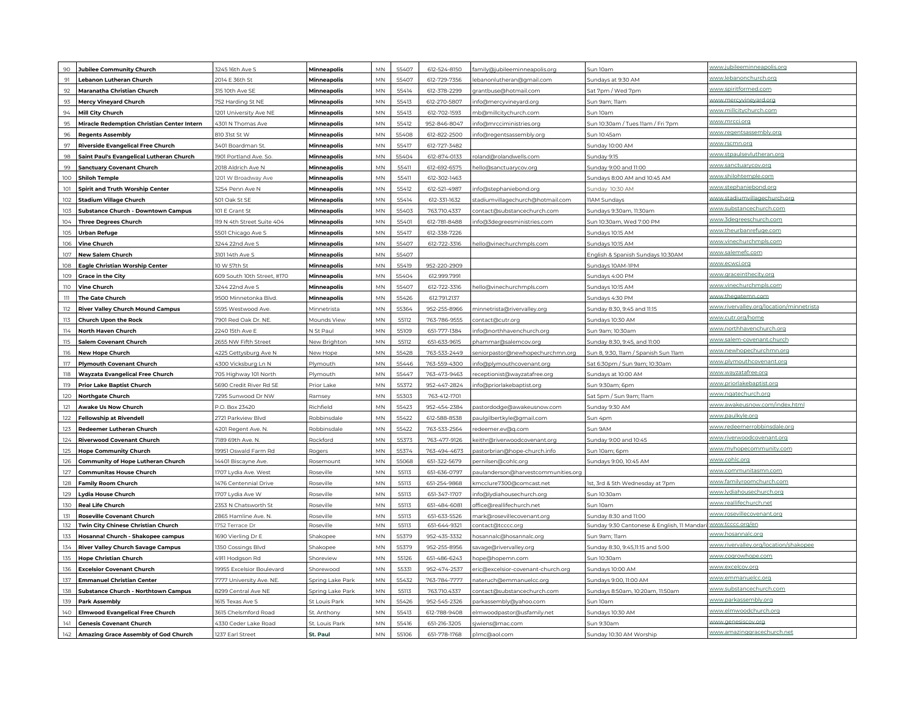| | | | | | | | | | |
|---|---|---|---|---|---|---|---|---|---|
| 90 | **Jubilee Community Church** | 3245 16th Ave S | **Minneapolis** | MN | 55407 | 612-524-8150 | family@jubileeminneapolis.org | Sun 10am | www.jubileeminneapolis.org |
| 91 | **Lebanon Lutheran Church** | 2014 E 36th St | **Minneapolis** | MN | 55407 | 612-729-7356 | lebanonlutheran@gmail.com | Sundays at 9:30 AM | www.lebanonchurch.org |
| 92 | **Maranatha Christian Church** | 315 10th Ave SE | **Minneapolis** | MN | 55414 | 612-378-2299 | grantbuse@hotmail.com | Sat 7pm / Wed 7pm | www.spiritformed.com |
| 93 | **Mercy Vineyard Church** | 752 Harding St NE | **Minneapolis** | MN | 55413 | 612-270-5807 | info@mercyvineyard.org | Sun 9am; 11am | www.mercyvineyard.org |
| 94 | **Mill City Church** | 1201 University Ave NE | **Minneapolis** | MN | 55413 | 612-702-1593 | mb@millcitychurch.com | Sun 10am | www.millcitychurch.com |
| 95 | **Miracle Redemption Christian Center Intern** | 4301 N Thomas Ave | **Minneapolis** | MN | 55412 | 952-846-8047 | info@mrcciministries.org | Sun 10:30am / Tues 11am / Fri 7pm | www.mrcci.org |
| 96 | **Regents Assembly** | 810 31st St W | **Minneapolis** | MN | 55408 | 612-822-2500 | info@regentsassembly.org | Sun 10:45am | www.regentsassembly.org |
| 97 | **Riverside Evangelical Free Church** | 3401 Boardman St. | **Minneapolis** | MN | 55417 | 612-727-3482 | | Sunday 10:00 AM | www.rscmn.org |
| 98 | **Saint Paul's Evangelical Lutheran Church** | 1901 Portland Ave. So. | **Minneapolis** | MN | 55404 | 612-874-0133 | roland@rolandwells.com | Sunday 9:15 | www.stpaulsevlutheran.org |
| 99 | **Sanctuary Covenant Church** | 2018 Aldrich Ave N | **Minneapolis** | MN | 55411 | 612-692-6575 | hello@sanctuarycov.org | Sunday 9:00 and 11:00 | www.sanctuarycov.org |
| 100 | **Shiloh Temple** | 1201 W Broadway Ave | **Minneapolis** | MN | 55411 | 612-302-1463 | | Sundays 8:00 AM and 10:45 AM | www.shilohtemple.com |
| 101 | **Spirit and Truth Worship Center** | 3254 Penn Ave N | **Minneapolis** | MN | 55412 | 612-521-4987 | info@stephaniebond.org | Sunday 10:30 AM | www.stephaniebond.org |
| 102 | **Stadium Village Church** | 501 Oak St SE | **Minneapolis** | MN | 55414 | 612-331-1632 | stadiumvillagechurch@hotmail.com | 11AM Sundays | www.stadiumvillagechurch.org |
| 103 | **Substance Church - Downtown Campus** | 101 E Grant St | **Minneapolis** | MN | 55403 | 763.710.4337 | contact@substancechurch.com | Sundays 9:30am, 11:30am | www.substancechurch.com |
| 104 | **Three Degrees Church** | 119 N 4th Street Suite 404 | **Minneapolis** | MN | 55401 | 612-781-8488 | info@3degreesministries.com | Sun 10:30am, Wed 7:00 PM | www.3degreeschurch.com |
| 105 | **Urban Refuge** | 5501 Chicago Ave S | **Minneapolis** | MN | 55417 | 612-338-7226 | | Sundays 10:15 AM | www.theurbanrefuge.com |
| 106 | **Vine Church** | 3244 22nd Ave S | **Minneapolis** | MN | 55407 | 612-722-3316 | hello@vinechurchmpls.com | Sundays 10:15 AM | www.vinechurchmpls.com |
| 107 | **New Salem Church** | 3101 14th Ave S | **Minneapolis** | MN | 55407 | | | English & Spanish Sundays 10:30AM | www.salemefc.com |
| 108 | **Eagle Christian Worship Center** | 10 W 57th St | **Minneapolis** | MN | 55419 | 952-220-2909 | | Sundays 10AM-1PM | www.ecwci.org |
| 109 | **Grace in the City** | 609 South 10th Street, #170 | **Minneapolis** | MN | 55404 | 612.999.7991 | | Sundays 4:00 PM | www.graceinthecity.org |
| 110 | **Vine Church** | 3244 22nd Ave S | **Minneapolis** | MN | 55407 | 612-722-3316 | hello@vinechurchmpls.com | Sundays 10:15 AM | www.vinechurchmpls.com |
| 111 | **The Gate Church** | 9500 Minnetonka Blvd. | **Minneapolis** | MN | 55426 | 612.791.2137 | | Sundays 4:30 PM | www.thegatemn.com |
| 112 | **River Valley Church Mound Campus** | 5595 Westwood Ave. | Minnetrista | MN | 55364 | 952-255-8966 | minnetrista@rivervalley.org | Sunday 8:30, 9:45 and 11:15 | www.rivervalley.org/location/minnetrista |
| 113 | **Church Upon the Rock** | 7901 Red Oak Dr. NE. | Mounds View | MN | 55112 | 763-786-9555 | contact@cutr.org | Sundays 10:30 AM | www.cutr.org/home |
| 114 | **North Haven Church** | 2240 15th Ave E | N St Paul | MN | 55109 | 651-777-1384 | info@northhavenchurch.org | Sun 9am; 10:30am | www.northhavenchurch.org |
| 115 | **Salem Covenant Church** | 2655 NW Fifth Street | New Brighton | MN | 55112 | 651-633-9615 | phammar@salemcov.org | Sunday 8:30, 9:45, and 11:00 | www.salem-covenant.church |
| 116 | **New Hope Church** | 4225 Gettysburg Ave N | New Hope | MN | 55428 | 763-533-2449 | seniorpastor@newhopechurchmn.org | Sun 8, 9:30, 11am / Spanish Sun 11am | www.newhopechurchmn.org |
| 117 | **Plymouth Covenant Church** | 4300 Vicksburg Ln N | Plymouth | MN | 55446 | 763-559-4300 | info@plymouthcovenant.org | Sat 6:30pm / Sun 9am; 10:30am | www.plymouthcovenant.org |
| 118 | **Wayzata Evangelical Free Church** | 705 Highway 101 North | Plymouth | MN | 55447 | 763-473-9463 | receptionist@wayzatafree.org | Sundays at 10:00 AM | www.wayzatafree.org |
| 119 | **Prior Lake Baptist Church** | 5690 Credit River Rd SE | Prior Lake | MN | 55372 | 952-447-2824 | info@priorlakebaptist.org | Sun 9:30am; 6pm | www.priorlakebaptist.org |
| 120 | **Northgate Church** | 7295 Sunwood Dr NW | Ramsey | MN | 55303 | 763-412-1701 | | Sat 5pm / Sun 9am; 11am | www.ngatechurch.org |
| 121 | **Awake Us Now Church** | P.O. Box 23420 | Richfield | MN | 55423 | 952-454-2384 | pastordodge@awakeusnow.com | Sunday 9:30 AM | www.awakeusnow.com/index.html |
| 122 | **Fellowship at Rivendell** | 2721 Parkview Blvd | Robbinsdale | MN | 55422 | 612-588-8538 | paulgilbertkyle@gmail.com | Sun 4pm | www.paulkyle.org |
| 123 | **Redeemer Lutheran Church** | 4201 Regent Ave. N. | Robbinsdale | MN | 55422 | 763-533-2564 | redeemer.ev@q.com | Sun 9AM | www.redeemerrobbinsdale.org |
| 124 | **Riverwood Covenant Church** | 7189 69th Ave. N. | Rockford | MN | 55373 | 763-477-9126 | keithr@riverwoodcovenant.org | Sunday 9:00 and 10:45 | www.riverwoodcovenant.org |
| 125 | **Hope Community Church** | 19951 Oswald Farm Rd | Rogers | MN | 55374 | 763-494-4673 | pastorbrian@hope-church.info | Sun 10am; 6pm | www.myhopecommunity.com |
| 126 | **Community of Hope Lutheran Church** | 14401 Biscayne Ave. | Rosemount | MN | 55068 | 651-322-5679 | pernilsen@cohlc.org | Sundays 9:00, 10:45 AM | www.cohlc.org |
| 127 | **Communitas House Church** | 1707 Lydia Ave. West | Roseville | MN | 55113 | 651-636-0797 | paulanderson@harvestcommunities.org | | www.communitasmn.com |
| 128 | **Family Room Church** | 1476 Centennial Drive | Roseville | MN | 55113 | 651-254-9868 | kmcclure7300@comcast.net | 1st, 3rd & 5th Wednesday at 7pm | www.familyroomchurch.com |
| 129 | **Lydia House Church** | 1707 Lydia Ave W | Roseville | MN | 55113 | 651-347-1707 | info@lydiahousechurch.org | Sun 10:30am | www.lydiahousechurch.org |
| 130 | **Real Life Church** | 2353 N Chatsworth St | Roseville | MN | 55113 | 651-484-6081 | office@reallifechurch.net | Sun 10am | www.reallifechurch.net |
| 131 | **Roseville Covenant Church** | 2865 Hamline Ave. N. | Roseville | MN | 55113 | 651-633-5526 | mark@rosevillecovenant.org | Sunday 8:30 and 11:00 | www.rosevillecovenant.org |
| 132 | **Twin City Chinese Christian Church** | 1752 Terrace Dr | Roseville | MN | 55113 | 651-644-9321 | contact@tcccc.org | Sunday 9:30 Cantonese & English, 11 Mandari | www.tcccc.org/en |
| 133 | **Hosanna! Church - Shakopee campus** | 1690 Vierling Dr E | Shakopee | MN | 55379 | 952-435-3332 | hosannalc@hosannalc.org | Sun 9am; 11am | www.hosannalc.org |
| 134 | **River Valley Church Savage Campus** | 1350 Cossings Blvd | Shakopee | MN | 55379 | 952-255-8956 | savage@rivervalley.org | Sunday 8:30, 9:45,11:15 and 5:00 | www.rivervalley.org/location/shakopee |
| 135 | **Hope Christian Church** | 4911 Hodgson Rd | Shoreview | MN | 55126 | 651-486-6243 | hope@hopemn.com | Sun 10:30am | www.cogrowhope.com |
| 136 | **Excelsior Covenant Church** | 19955 Excelsior Boulevard | Shorewood | MN | 55331 | 952-474-2537 | eric@excelsior-covenant-church.org | Sundays 10:00 AM | www.excelcov.org |
| 137 | **Emmanuel Christian Center** | 7777 University Ave. NE. | Spring Lake Park | MN | 55432 | 763-784-7777 | nateruch@emmanuelcc.org | Sundays 9:00, 11:00 AM | www.emmanuelcc.org |
| 138 | **Substance Church - Northtown Campus** | 8299 Central Ave NE | Spring Lake Park | MN | 55113 | 763.710.4337 | contact@substancechurch.com | Sundays 8:50am, 10:20am, 11:50am | www.substancechurch.com |
| 139 | **Park Assembly** | 1615 Texas Ave S | St Louis Park | MN | 55426 | 952-545-2326 | parkassembly@yahoo.com | Sun 10am | www.parkassembly.org |
| 140 | **Elmwood Evangelical Free Church** | 3615 Chelsmford Road | St. Anthony | MN | 55413 | 612-788-9408 | elmwoodpastor@usfamily.net | Sundays 10:30 AM | www.elmwoodchurch.org |
| 141 | **Genesis Covenant Church** | 4330 Ceder Lake Road | St. Louis Park | MN | 55416 | 651-216-3205 | sjwiens@mac.com | Sun 9:30am | www.genesiscov.org |
| 142 | **Amazing Grace Assembly of God Church** | 1237 Earl Street | **St. Paul** | MN | 55106 | 651-778-1768 | p1mc@aol.com | Sunday 10:30 AM Worship | www.amazinggracechurch.net |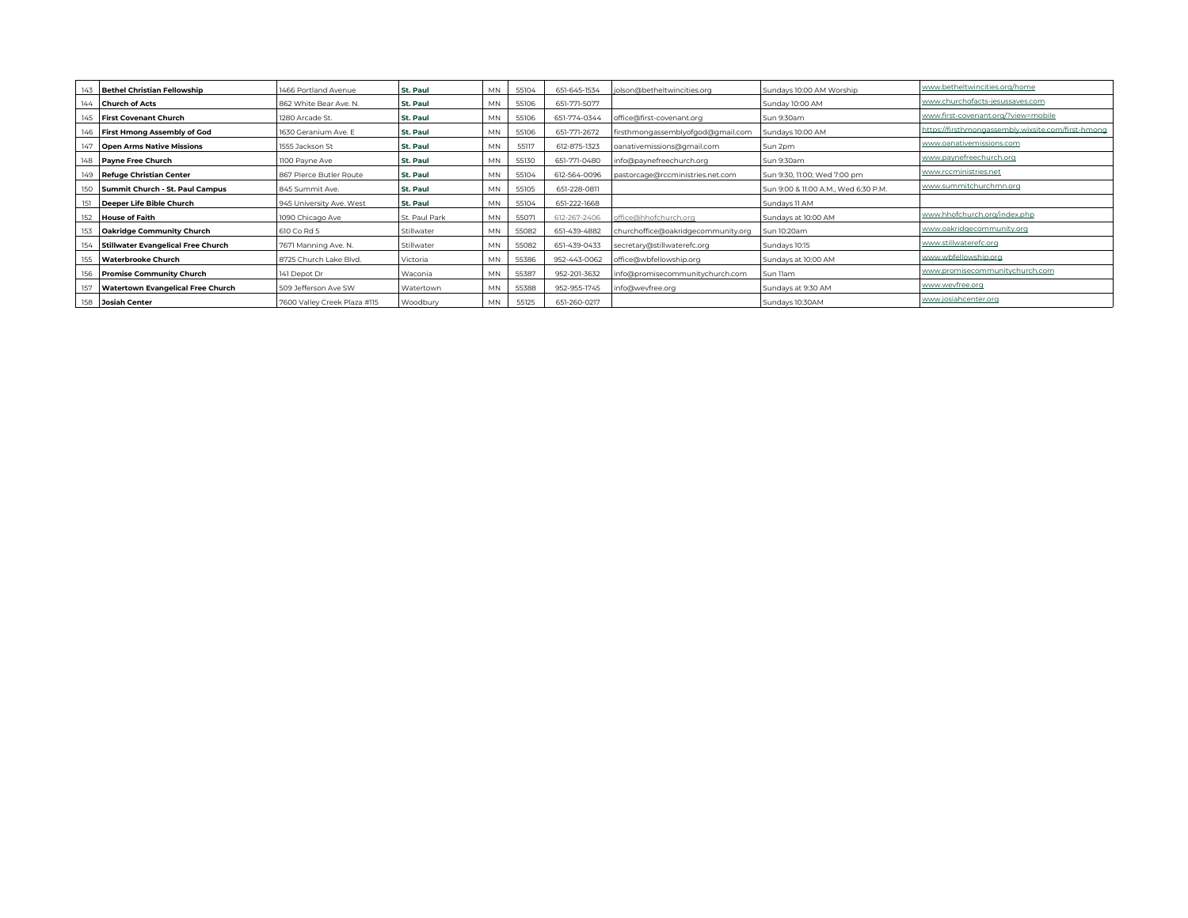| | | | | | | | | | |
|---|---|---|---|---|---|---|---|---|---|
| 143 | **Bethel Christian Fellowship** | 1466 Portland Avenue | **St. Paul** | MN | 55104 | 651-645-1534 | jolson@betheltwincities.org | Sundays 10:00 AM Worship | www.betheltwincities.org/home |
| 144 | **Church of Acts** | 862 White Bear Ave. N. | **St. Paul** | MN | 55106 | 651-771-5077 | | Sunday 10:00 AM | www.churchofacts-jesussaves.com |
| 145 | **First Covenant Church** | 1280 Arcade St. | **St. Paul** | MN | 55106 | 651-774-0344 | office@first-covenant.org | Sun 9:30am | www.first-covenant.org/?view=mobile |
| 146 | **First Hmong Assembly of God** | 1630 Geranium Ave. E | **St. Paul** | MN | 55106 | 651-771-2672 | firsthmongassemblyofgod@gmail.com | Sundays 10:00 AM | https://firsthmongassembly.wixsite.com/first-hmong |
| 147 | **Open Arms Native Missions** | 1555 Jackson St | **St. Paul** | MN | 55117 | 612-875-1323 | oanativemissions@gmail.com | Sun 2pm | www.oanativemissions.com |
| 148 | **Payne Free Church** | 1100 Payne Ave | **St. Paul** | MN | 55130 | 651-771-0480 | info@paynefreechurch.org | Sun 9:30am | www.paynefreechurch.org |
| 149 | **Refuge Christian Center** | 867 Pierce Butler Route | **St. Paul** | MN | 55104 | 612-564-0096 | pastorcage@rccministries.net.com | Sun 9:30, 11:00; Wed 7:00 pm | www.rccministries.net |
| 150 | **Summit Church - St. Paul Campus** | 845 Summit Ave. | **St. Paul** | MN | 55105 | 651-228-0811 | | Sun 9:00 & 11:00 A.M., Wed 6:30 P.M. | www.summitchurchmn.org |
| 151 | **Deeper Life Bible Church** | 945 University Ave. West | **St. Paul** | MN | 55104 | 651-222-1668 | | Sundays 11 AM | |
| 152 | **House of Faith** | 1090 Chicago Ave | St. Paul Park | MN | 55071 | 612-267-2406 | office@hhofchurch.org | Sundays at 10:00 AM | www.hhofchurch.org/index.php |
| 153 | **Oakridge Community Church** | 610 Co Rd 5 | Stillwater | MN | 55082 | 651-439-4882 | churchoffice@oakridgecommunity.org | Sun 10:20am | www.oakridgecommunity.org |
| 154 | **Stillwater Evangelical Free Church** | 7671 Manning Ave. N. | Stillwater | MN | 55082 | 651-439-0433 | secretary@stillwaterefc.org | Sundays 10:15 | www.stillwaterefc.org |
| 155 | **Waterbrooke Church** | 8725 Church Lake Blvd. | Victoria | MN | 55386 | 952-443-0062 | office@wbfellowship.org | Sundays at 10:00 AM | www.wbfellowship.org |
| 156 | **Promise Community Church** | 141 Depot Dr | Waconia | MN | 55387 | 952-201-3632 | info@promisecommunitychurch.com | Sun 11am | www.promisecommunitychurch.com |
| 157 | **Watertown Evangelical Free Church** | 509 Jefferson Ave SW | Watertown | MN | 55388 | 952-955-1745 | info@wevfree.org | Sundays at 9:30 AM | www.wevfree.org |
| 158 | **Josiah Center** | 7600 Valley Creek Plaza #115 | Woodbury | MN | 55125 | 651-260-0217 | | Sundays 10:30AM | www.josiahcenter.org |